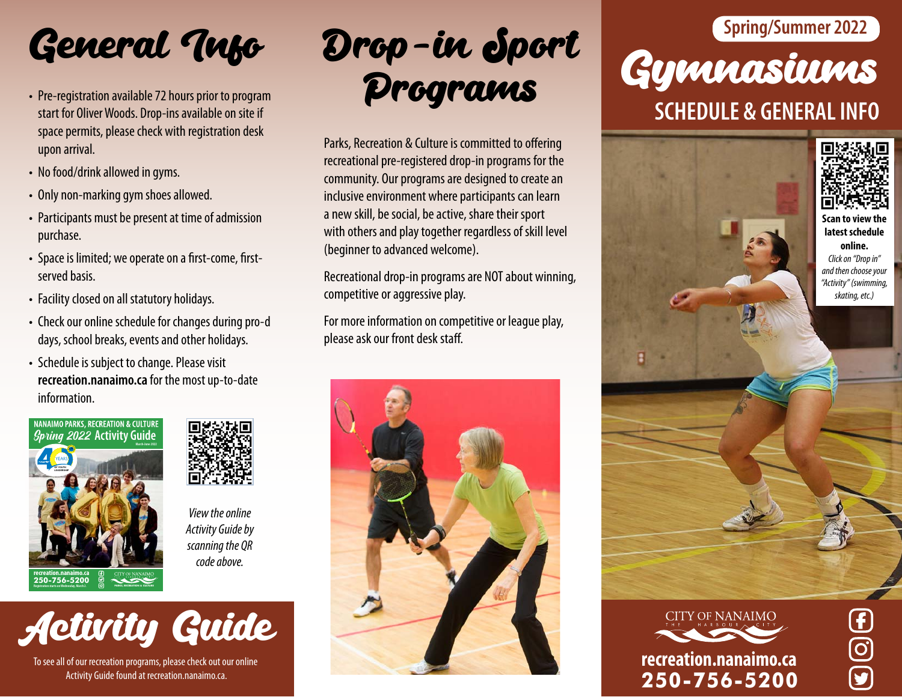# General Info

- Pre-registration available 72 hours prior to program start for Oliver Woods. Drop-ins available on site if space permits, please check with registration desk upon arrival.
- No food/drink allowed in gyms.
- Only non-marking gym shoes allowed.
- Participants must be present at time of admission purchase.
- Space is limited; we operate on a first-come, first-served basis.
- Facility closed on all statutory holidays.
- Check our online schedule for changes during pro-d days, school breaks, events and other holidays.
- Schedule is subject to change. Please visit **recreation.nanaimo.ca** for the most up-to-date information.

*View the online Activity Guide by scanning the QR code above.*

# Activity Guide

To see all of our recreation programs, please check out our online Activity Guide found at recreation.nanaimo.ca.

# Drop-in Sport Programs

Parks, Recreation & Culture is committed to offering recreational pre-registered drop-in programs for the community. Our programs are designed to create an inclusive environment where participants can learn a new skill, be social, be active, share their sport with others and play together regardless of skill level (beginner to advanced welcome).

Recreational drop-in programs are NOT about winning, competitive or aggressive play.

For more information on competitive or league play, please ask our front desk staff.

Spring/Summer 2022

# Gymnasiums

## SCHEDULE & GENERAL INFO

**Scan to view the latest schedule online.**

*Click on "Drop in" and then choose your "Activity" (swimming, skating, etc.)*

CITY OF NANAIMO
THE HARBOUR CITY

**recreation.nanaimo.ca**
**250-756-5200**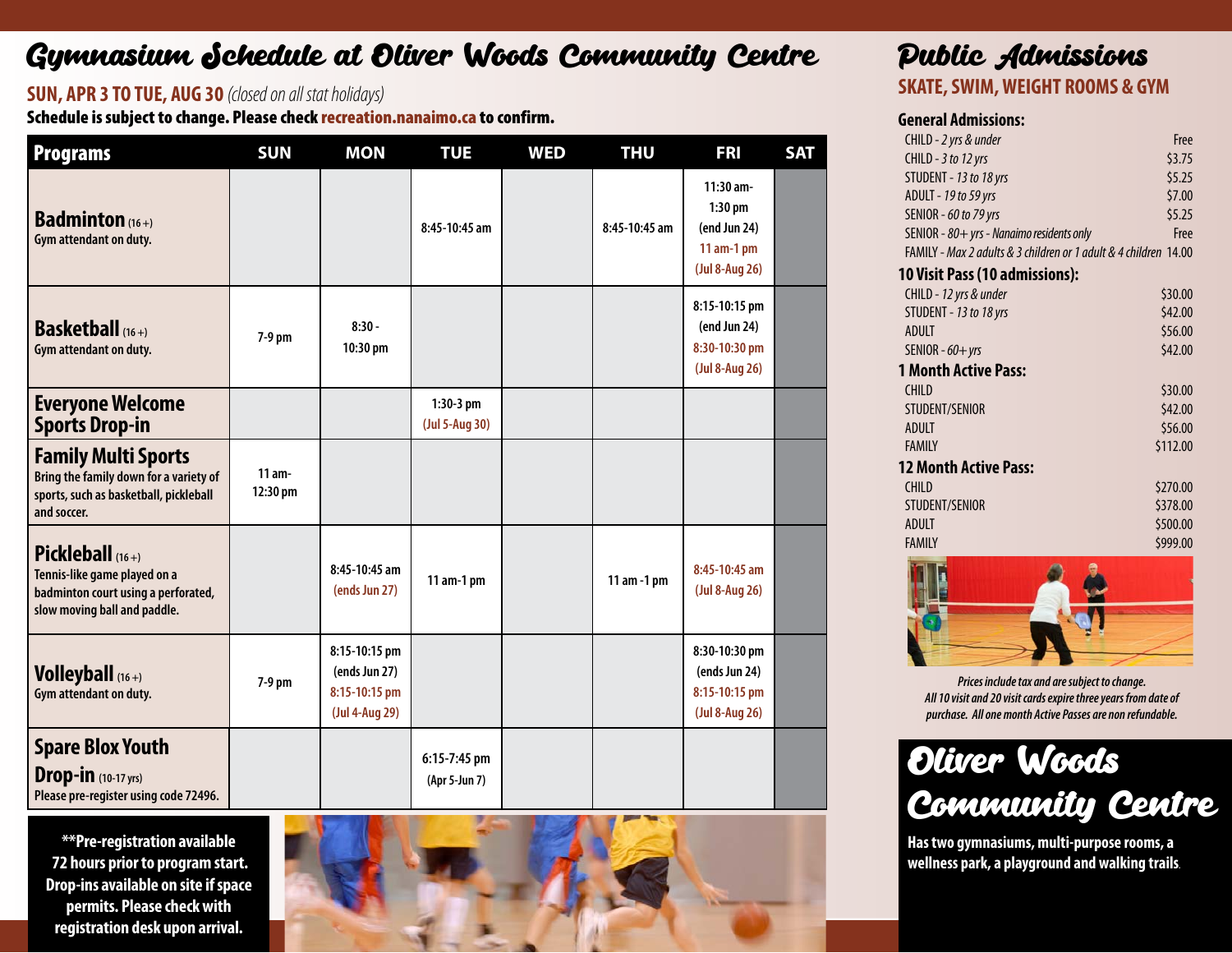# Gymnasium Schedule at Oliver Woods Community Centre

**SUN, APR 3 TO TUE, AUG 30** *(closed on all stat holidays)*

**Schedule is subject to change. Please check recreation.nanaimo.ca to confirm.**

| Programs | SUN | MON | TUE | WED | THU | FRI | SAT |
|---|---|---|---|---|---|---|---|
| **Badminton** (16+) Gym attendant on duty. | | | 8:45-10:45 am | | 8:45-10:45 am | 11:30 am-1:30 pm (end Jun 24) 11 am-1 pm (Jul 8-Aug 26) | |
| **Basketball** (16+) Gym attendant on duty. | 7-9 pm | 8:30 - 10:30 pm | | | | 8:15-10:15 pm (end Jun 24) 8:30-10:30 pm (Jul 8-Aug 26) | |
| **Everyone Welcome Sports Drop-in** | | | 1:30-3 pm (Jul 5-Aug 30) | | | | |
| **Family Multi Sports** Bring the family down for a variety of sports, such as basketball, pickleball and soccer. | 11 am-12:30 pm | | | | | | |
| **Pickleball** (16+) Tennis-like game played on a badminton court using a perforated, slow moving ball and paddle. | | 8:45-10:45 am (ends Jun 27) | 11 am-1 pm | | 11 am -1 pm | 8:45-10:45 am (Jul 8-Aug 26) | |
| **Volleyball** (16+) Gym attendant on duty. | 7-9 pm | 8:15-10:15 pm (ends Jun 27) 8:15-10:15 pm (Jul 4-Aug 29) | | | | 8:30-10:30 pm (ends Jun 24) 8:15-10:15 pm (Jul 8-Aug 26) | |
| **Spare Blox Youth Drop-in** (10-17 yrs) Please pre-register using code 72496. | | | 6:15-7:45 pm (Apr 5-Jun 7) | | | | |

**\*\*Pre-registration available 72 hours prior to program start. Drop-ins available on site if space permits. Please check with registration desk upon arrival.**

# Public Admissions

## SKATE, SWIM, WEIGHT ROOMS & GYM

**General Admissions:**

| | |
|---|---|
| CHILD - *2 yrs & under* | Free |
| CHILD - *3 to 12 yrs* | $3.75 |
| STUDENT - *13 to 18 yrs* | $5.25 |
| ADULT - *19 to 59 yrs* | $7.00 |
| SENIOR - *60 to 79 yrs* | $5.25 |
| SENIOR - *80+ yrs - Nanaimo residents only* | Free |
| FAMILY - *Max 2 adults & 3 children or 1 adult & 4 children* | 14.00 |

**10 Visit Pass (10 admissions):**

| | |
|---|---|
| CHILD - *12 yrs & under* | $30.00 |
| STUDENT - *13 to 18 yrs* | $42.00 |
| ADULT | $56.00 |
| SENIOR - *60+ yrs* | $42.00 |

**1 Month Active Pass:**

| | |
|---|---|
| CHILD | $30.00 |
| STUDENT/SENIOR | $42.00 |
| ADULT | $56.00 |
| FAMILY | $112.00 |

**12 Month Active Pass:**

| | |
|---|---|
| CHILD | $270.00 |
| STUDENT/SENIOR | $378.00 |
| ADULT | $500.00 |
| FAMILY | $999.00 |

*Prices include tax and are subject to change. All 10 visit and 20 visit cards expire three years from date of purchase. All one month Active Passes are non refundable.*

# Oliver Woods Community Centre

**Has two gymnasiums, multi-purpose rooms, a wellness park, a playground and walking trails.**